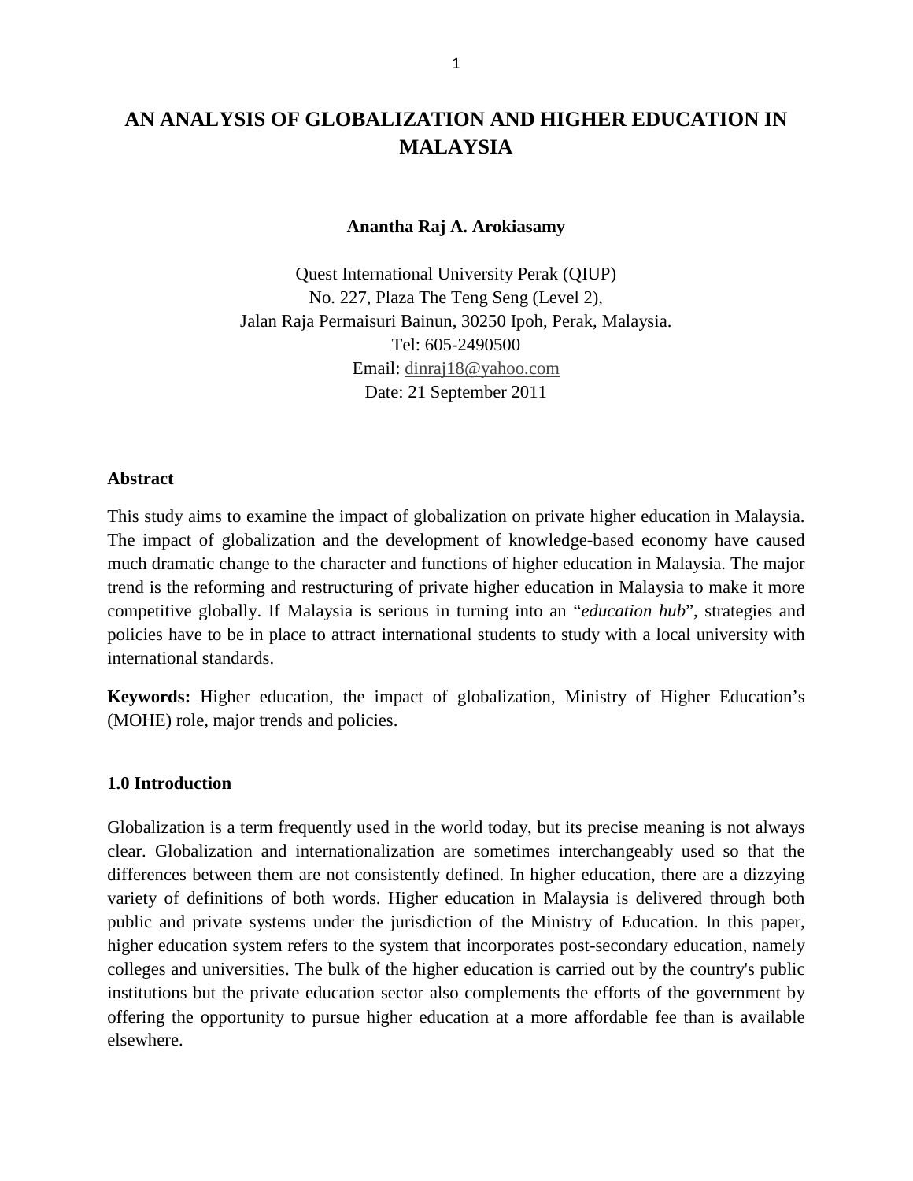# AN ANALYSIS OF GLOBALIZATION AND HIGHER EDUCATION IN MALAYSIA

**Anantha Raj A. Arokiasamy**

Quest International University Perak (QIUP)
No. 227, Plaza The Teng Seng (Level 2),
Jalan Raja Permaisuri Bainun, 30250 Ipoh, Perak, Malaysia.
Tel: 605-2490500
Email: dinraj18@yahoo.com
Date: 21 September 2011

## Abstract

This study aims to examine the impact of globalization on private higher education in Malaysia. The impact of globalization and the development of knowledge-based economy have caused much dramatic change to the character and functions of higher education in Malaysia. The major trend is the reforming and restructuring of private higher education in Malaysia to make it more competitive globally. If Malaysia is serious in turning into an "*education hub*", strategies and policies have to be in place to attract international students to study with a local university with international standards.

**Keywords:** Higher education, the impact of globalization, Ministry of Higher Education's (MOHE) role, major trends and policies.

## 1.0 Introduction

Globalization is a term frequently used in the world today, but its precise meaning is not always clear. Globalization and internationalization are sometimes interchangeably used so that the differences between them are not consistently defined. In higher education, there are a dizzying variety of definitions of both words. Higher education in Malaysia is delivered through both public and private systems under the jurisdiction of the Ministry of Education. In this paper, higher education system refers to the system that incorporates post-secondary education, namely colleges and universities. The bulk of the higher education is carried out by the country's public institutions but the private education sector also complements the efforts of the government by offering the opportunity to pursue higher education at a more affordable fee than is available elsewhere.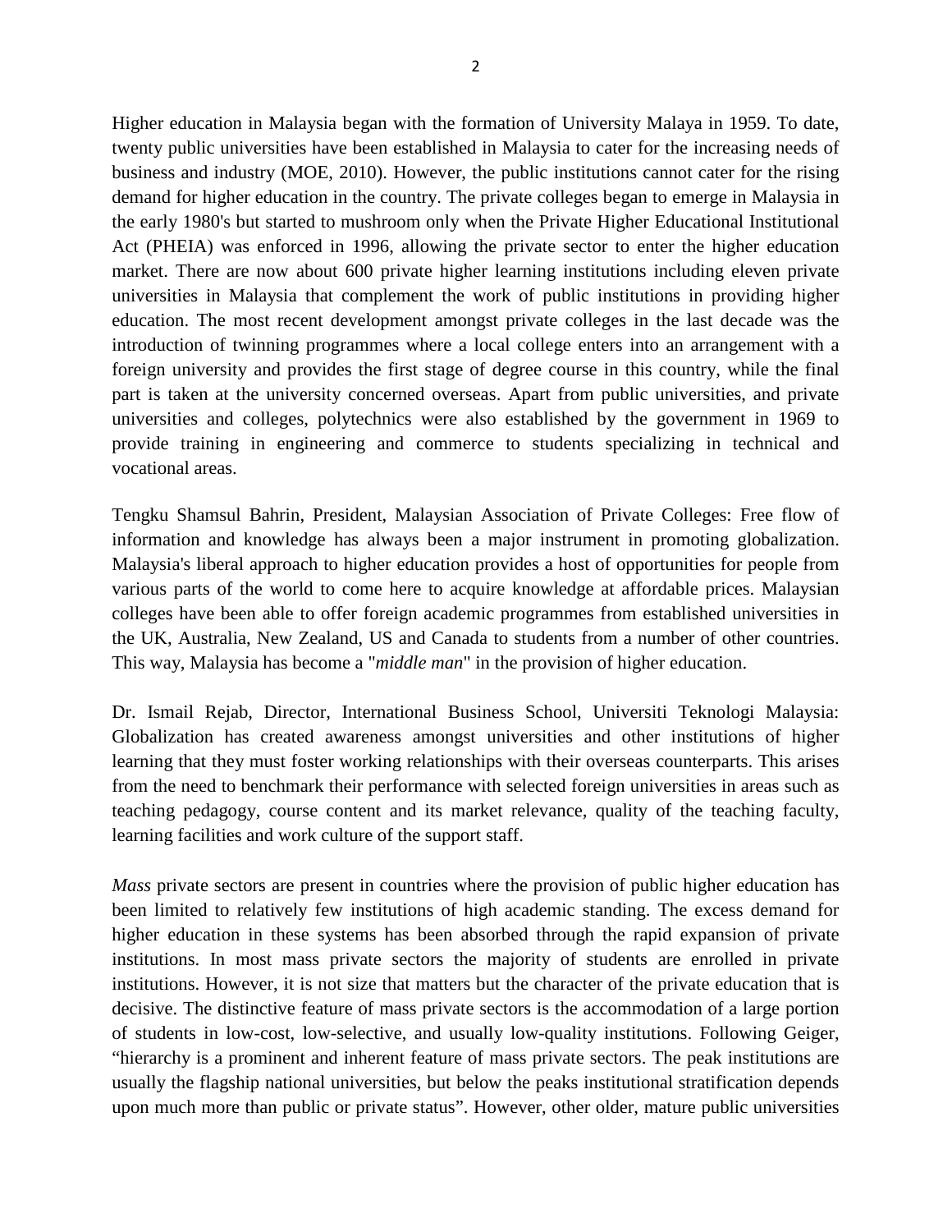Higher education in Malaysia began with the formation of University Malaya in 1959. To date, twenty public universities have been established in Malaysia to cater for the increasing needs of business and industry (MOE, 2010). However, the public institutions cannot cater for the rising demand for higher education in the country. The private colleges began to emerge in Malaysia in the early 1980's but started to mushroom only when the Private Higher Educational Institutional Act (PHEIA) was enforced in 1996, allowing the private sector to enter the higher education market. There are now about 600 private higher learning institutions including eleven private universities in Malaysia that complement the work of public institutions in providing higher education. The most recent development amongst private colleges in the last decade was the introduction of twinning programmes where a local college enters into an arrangement with a foreign university and provides the first stage of degree course in this country, while the final part is taken at the university concerned overseas. Apart from public universities, and private universities and colleges, polytechnics were also established by the government in 1969 to provide training in engineering and commerce to students specializing in technical and vocational areas.

Tengku Shamsul Bahrin, President, Malaysian Association of Private Colleges: Free flow of information and knowledge has always been a major instrument in promoting globalization. Malaysia's liberal approach to higher education provides a host of opportunities for people from various parts of the world to come here to acquire knowledge at affordable prices. Malaysian colleges have been able to offer foreign academic programmes from established universities in the UK, Australia, New Zealand, US and Canada to students from a number of other countries. This way, Malaysia has become a "*middle man*" in the provision of higher education.

Dr. Ismail Rejab, Director, International Business School, Universiti Teknologi Malaysia: Globalization has created awareness amongst universities and other institutions of higher learning that they must foster working relationships with their overseas counterparts. This arises from the need to benchmark their performance with selected foreign universities in areas such as teaching pedagogy, course content and its market relevance, quality of the teaching faculty, learning facilities and work culture of the support staff.

*Mass* private sectors are present in countries where the provision of public higher education has been limited to relatively few institutions of high academic standing. The excess demand for higher education in these systems has been absorbed through the rapid expansion of private institutions. In most mass private sectors the majority of students are enrolled in private institutions. However, it is not size that matters but the character of the private education that is decisive. The distinctive feature of mass private sectors is the accommodation of a large portion of students in low-cost, low-selective, and usually low-quality institutions. Following Geiger, "hierarchy is a prominent and inherent feature of mass private sectors. The peak institutions are usually the flagship national universities, but below the peaks institutional stratification depends upon much more than public or private status". However, other older, mature public universities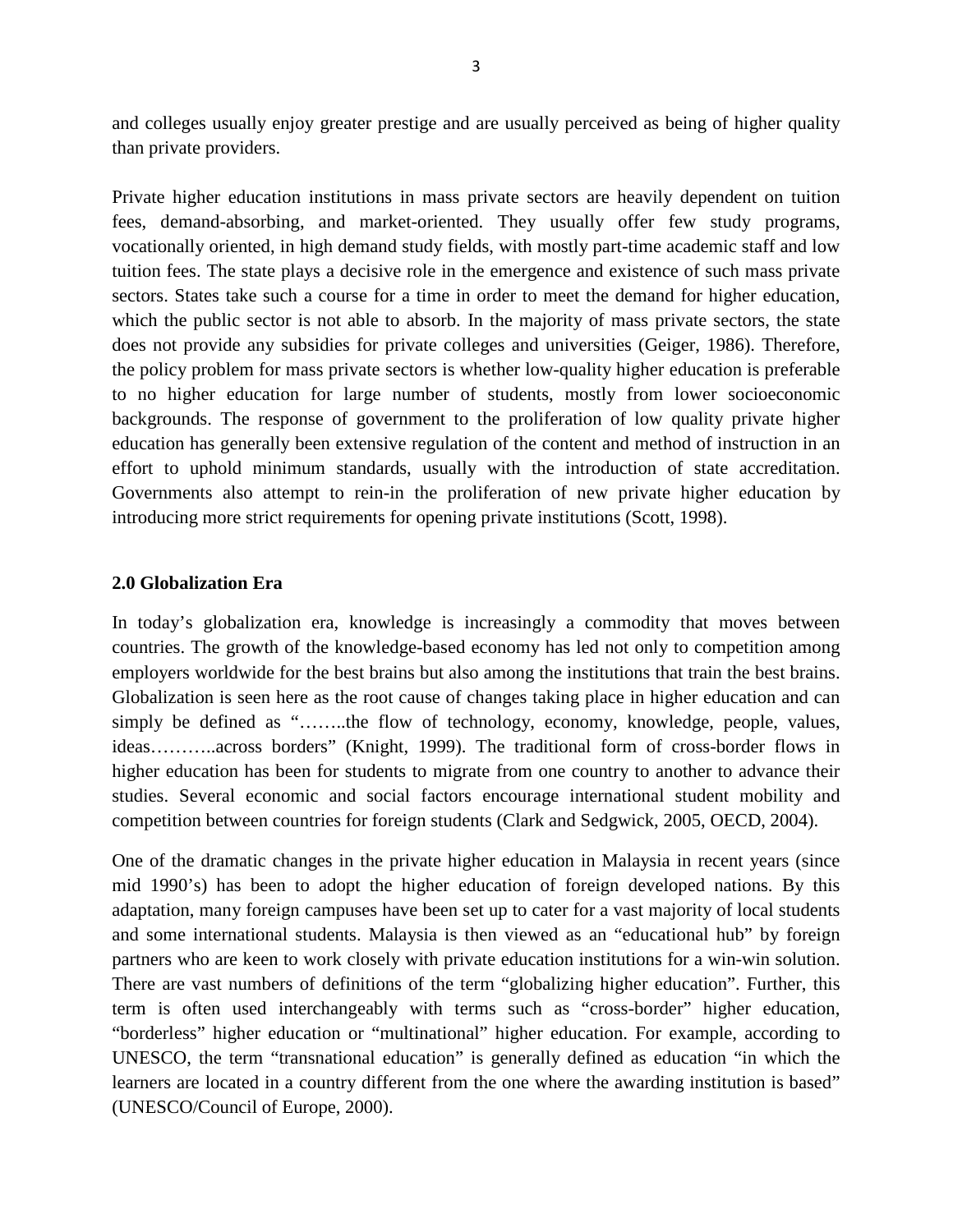and colleges usually enjoy greater prestige and are usually perceived as being of higher quality than private providers.

Private higher education institutions in mass private sectors are heavily dependent on tuition fees, demand-absorbing, and market-oriented. They usually offer few study programs, vocationally oriented, in high demand study fields, with mostly part-time academic staff and low tuition fees. The state plays a decisive role in the emergence and existence of such mass private sectors. States take such a course for a time in order to meet the demand for higher education, which the public sector is not able to absorb. In the majority of mass private sectors, the state does not provide any subsidies for private colleges and universities (Geiger, 1986). Therefore, the policy problem for mass private sectors is whether low-quality higher education is preferable to no higher education for large number of students, mostly from lower socioeconomic backgrounds. The response of government to the proliferation of low quality private higher education has generally been extensive regulation of the content and method of instruction in an effort to uphold minimum standards, usually with the introduction of state accreditation. Governments also attempt to rein-in the proliferation of new private higher education by introducing more strict requirements for opening private institutions (Scott, 1998).

## 2.0 Globalization Era

In today's globalization era, knowledge is increasingly a commodity that moves between countries. The growth of the knowledge-based economy has led not only to competition among employers worldwide for the best brains but also among the institutions that train the best brains. Globalization is seen here as the root cause of changes taking place in higher education and can simply be defined as "……..the flow of technology, economy, knowledge, people, values, ideas………..across borders" (Knight, 1999). The traditional form of cross-border flows in higher education has been for students to migrate from one country to another to advance their studies. Several economic and social factors encourage international student mobility and competition between countries for foreign students (Clark and Sedgwick, 2005, OECD, 2004).

One of the dramatic changes in the private higher education in Malaysia in recent years (since mid 1990's) has been to adopt the higher education of foreign developed nations. By this adaptation, many foreign campuses have been set up to cater for a vast majority of local students and some international students. Malaysia is then viewed as an "educational hub" by foreign partners who are keen to work closely with private education institutions for a win-win solution. There are vast numbers of definitions of the term "globalizing higher education". Further, this term is often used interchangeably with terms such as "cross-border" higher education, "borderless" higher education or "multinational" higher education. For example, according to UNESCO, the term "transnational education" is generally defined as education "in which the learners are located in a country different from the one where the awarding institution is based" (UNESCO/Council of Europe, 2000).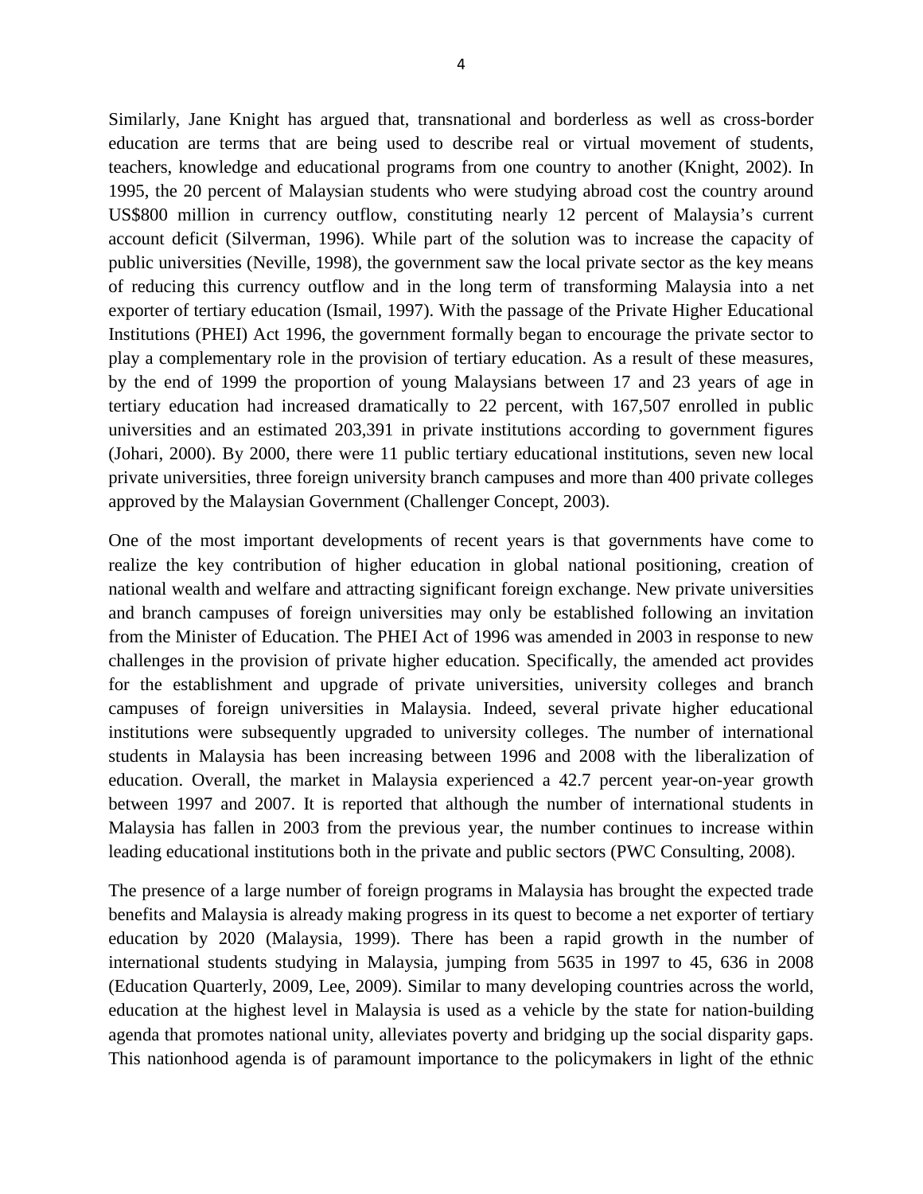Similarly, Jane Knight has argued that, transnational and borderless as well as cross-border education are terms that are being used to describe real or virtual movement of students, teachers, knowledge and educational programs from one country to another (Knight, 2002). In 1995, the 20 percent of Malaysian students who were studying abroad cost the country around US$800 million in currency outflow, constituting nearly 12 percent of Malaysia's current account deficit (Silverman, 1996). While part of the solution was to increase the capacity of public universities (Neville, 1998), the government saw the local private sector as the key means of reducing this currency outflow and in the long term of transforming Malaysia into a net exporter of tertiary education (Ismail, 1997). With the passage of the Private Higher Educational Institutions (PHEI) Act 1996, the government formally began to encourage the private sector to play a complementary role in the provision of tertiary education. As a result of these measures, by the end of 1999 the proportion of young Malaysians between 17 and 23 years of age in tertiary education had increased dramatically to 22 percent, with 167,507 enrolled in public universities and an estimated 203,391 in private institutions according to government figures (Johari, 2000). By 2000, there were 11 public tertiary educational institutions, seven new local private universities, three foreign university branch campuses and more than 400 private colleges approved by the Malaysian Government (Challenger Concept, 2003).

One of the most important developments of recent years is that governments have come to realize the key contribution of higher education in global national positioning, creation of national wealth and welfare and attracting significant foreign exchange. New private universities and branch campuses of foreign universities may only be established following an invitation from the Minister of Education. The PHEI Act of 1996 was amended in 2003 in response to new challenges in the provision of private higher education. Specifically, the amended act provides for the establishment and upgrade of private universities, university colleges and branch campuses of foreign universities in Malaysia. Indeed, several private higher educational institutions were subsequently upgraded to university colleges. The number of international students in Malaysia has been increasing between 1996 and 2008 with the liberalization of education. Overall, the market in Malaysia experienced a 42.7 percent year-on-year growth between 1997 and 2007. It is reported that although the number of international students in Malaysia has fallen in 2003 from the previous year, the number continues to increase within leading educational institutions both in the private and public sectors (PWC Consulting, 2008).

The presence of a large number of foreign programs in Malaysia has brought the expected trade benefits and Malaysia is already making progress in its quest to become a net exporter of tertiary education by 2020 (Malaysia, 1999). There has been a rapid growth in the number of international students studying in Malaysia, jumping from 5635 in 1997 to 45, 636 in 2008 (Education Quarterly, 2009, Lee, 2009). Similar to many developing countries across the world, education at the highest level in Malaysia is used as a vehicle by the state for nation-building agenda that promotes national unity, alleviates poverty and bridging up the social disparity gaps. This nationhood agenda is of paramount importance to the policymakers in light of the ethnic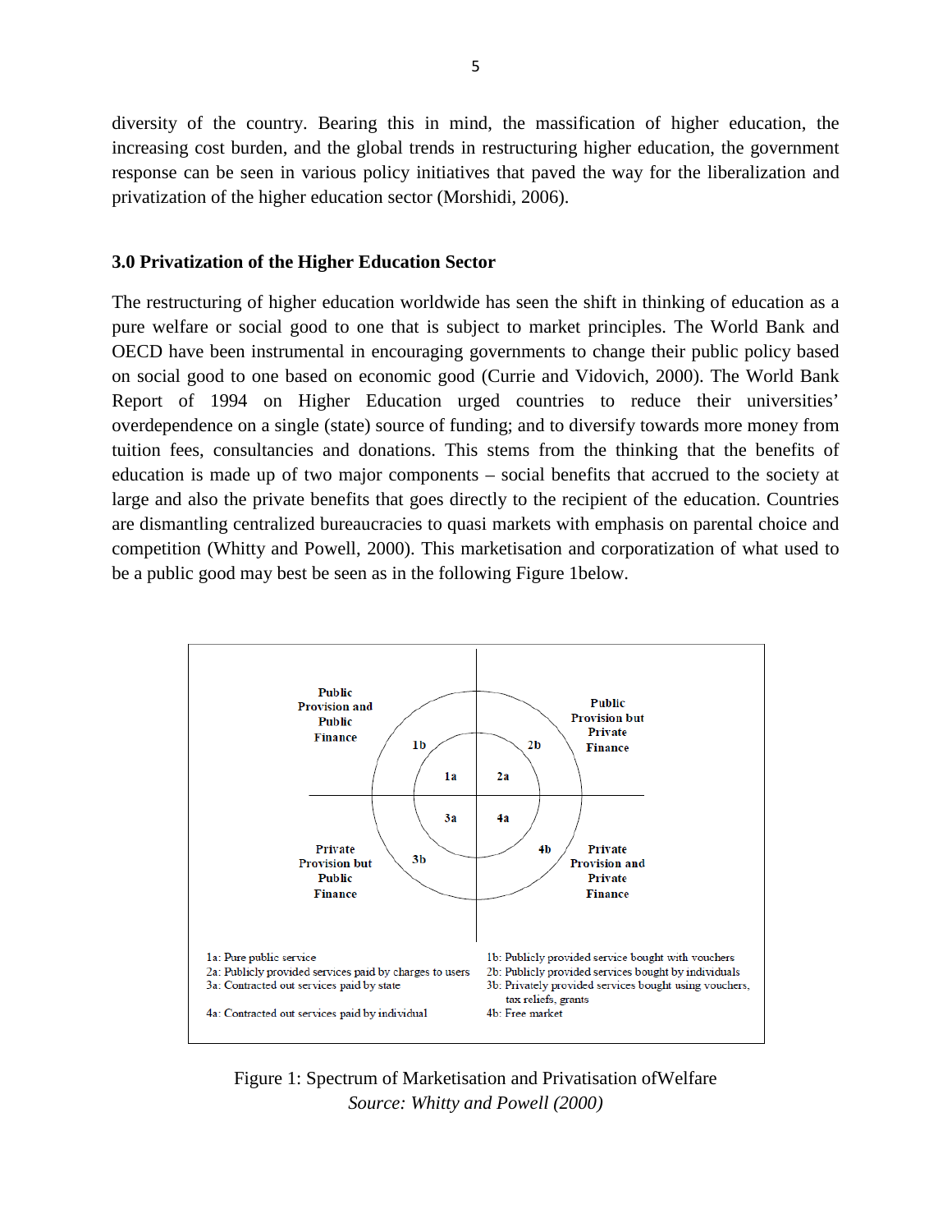diversity of the country. Bearing this in mind, the massification of higher education, the increasing cost burden, and the global trends in restructuring higher education, the government response can be seen in various policy initiatives that paved the way for the liberalization and privatization of the higher education sector (Morshidi, 2006).

## 3.0 Privatization of the Higher Education Sector

The restructuring of higher education worldwide has seen the shift in thinking of education as a pure welfare or social good to one that is subject to market principles. The World Bank and OECD have been instrumental in encouraging governments to change their public policy based on social good to one based on economic good (Currie and Vidovich, 2000). The World Bank Report of 1994 on Higher Education urged countries to reduce their universities' overdependence on a single (state) source of funding; and to diversify towards more money from tuition fees, consultancies and donations. This stems from the thinking that the benefits of education is made up of two major components – social benefits that accrued to the society at large and also the private benefits that goes directly to the recipient of the education. Countries are dismantling centralized bureaucracies to quasi markets with emphasis on parental choice and competition (Whitty and Powell, 2000). This marketisation and corporatization of what used to be a public good may best be seen as in the following Figure 1below.

**Public Provision and Public Finance** | **Public Provision but Private Finance**

**Private Provision but Public Finance** | **Private Provision and Private Finance**

1a: Pure public service
2a: Publicly provided services paid by charges to users
3a: Contracted out services paid by state
4a: Contracted out services paid by individual

1b: Publicly provided service bought with vouchers
2b: Publicly provided services bought by individuals
3b: Privately provided services bought using vouchers, tax reliefs, grants
4b: Free market

Figure 1: Spectrum of Marketisation and Privatisation ofWelfare
*Source: Whitty and Powell (2000)*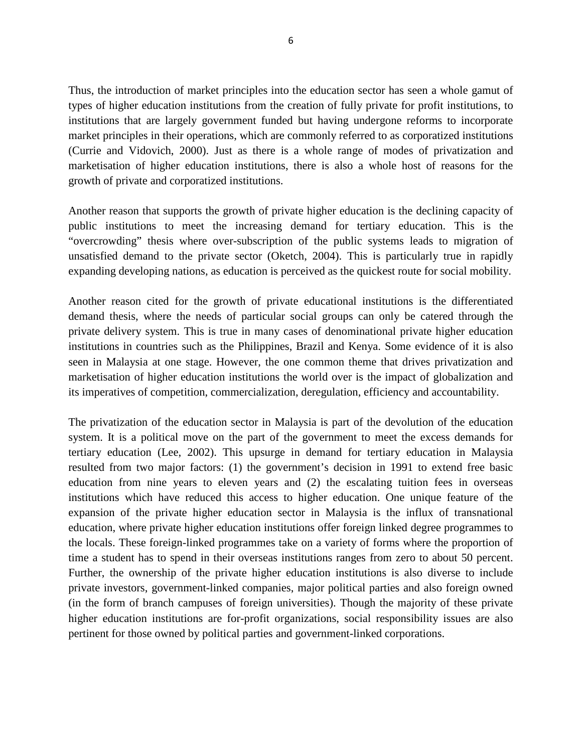Thus, the introduction of market principles into the education sector has seen a whole gamut of types of higher education institutions from the creation of fully private for profit institutions, to institutions that are largely government funded but having undergone reforms to incorporate market principles in their operations, which are commonly referred to as corporatized institutions (Currie and Vidovich, 2000). Just as there is a whole range of modes of privatization and marketisation of higher education institutions, there is also a whole host of reasons for the growth of private and corporatized institutions.

Another reason that supports the growth of private higher education is the declining capacity of public institutions to meet the increasing demand for tertiary education. This is the "overcrowding" thesis where over-subscription of the public systems leads to migration of unsatisfied demand to the private sector (Oketch, 2004). This is particularly true in rapidly expanding developing nations, as education is perceived as the quickest route for social mobility.

Another reason cited for the growth of private educational institutions is the differentiated demand thesis, where the needs of particular social groups can only be catered through the private delivery system. This is true in many cases of denominational private higher education institutions in countries such as the Philippines, Brazil and Kenya. Some evidence of it is also seen in Malaysia at one stage. However, the one common theme that drives privatization and marketisation of higher education institutions the world over is the impact of globalization and its imperatives of competition, commercialization, deregulation, efficiency and accountability.

The privatization of the education sector in Malaysia is part of the devolution of the education system. It is a political move on the part of the government to meet the excess demands for tertiary education (Lee, 2002). This upsurge in demand for tertiary education in Malaysia resulted from two major factors: (1) the government's decision in 1991 to extend free basic education from nine years to eleven years and (2) the escalating tuition fees in overseas institutions which have reduced this access to higher education. One unique feature of the expansion of the private higher education sector in Malaysia is the influx of transnational education, where private higher education institutions offer foreign linked degree programmes to the locals. These foreign-linked programmes take on a variety of forms where the proportion of time a student has to spend in their overseas institutions ranges from zero to about 50 percent. Further, the ownership of the private higher education institutions is also diverse to include private investors, government-linked companies, major political parties and also foreign owned (in the form of branch campuses of foreign universities). Though the majority of these private higher education institutions are for-profit organizations, social responsibility issues are also pertinent for those owned by political parties and government-linked corporations.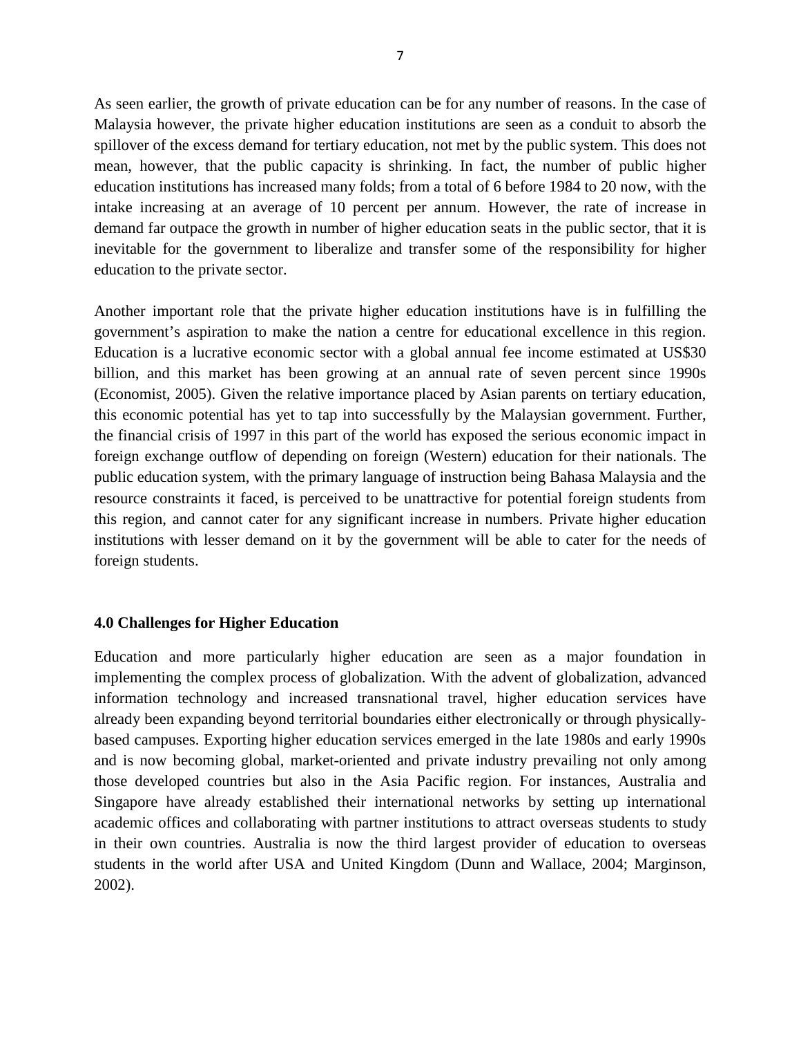As seen earlier, the growth of private education can be for any number of reasons. In the case of Malaysia however, the private higher education institutions are seen as a conduit to absorb the spillover of the excess demand for tertiary education, not met by the public system. This does not mean, however, that the public capacity is shrinking. In fact, the number of public higher education institutions has increased many folds; from a total of 6 before 1984 to 20 now, with the intake increasing at an average of 10 percent per annum. However, the rate of increase in demand far outpace the growth in number of higher education seats in the public sector, that it is inevitable for the government to liberalize and transfer some of the responsibility for higher education to the private sector.

Another important role that the private higher education institutions have is in fulfilling the government's aspiration to make the nation a centre for educational excellence in this region. Education is a lucrative economic sector with a global annual fee income estimated at US$30 billion, and this market has been growing at an annual rate of seven percent since 1990s (Economist, 2005). Given the relative importance placed by Asian parents on tertiary education, this economic potential has yet to tap into successfully by the Malaysian government. Further, the financial crisis of 1997 in this part of the world has exposed the serious economic impact in foreign exchange outflow of depending on foreign (Western) education for their nationals. The public education system, with the primary language of instruction being Bahasa Malaysia and the resource constraints it faced, is perceived to be unattractive for potential foreign students from this region, and cannot cater for any significant increase in numbers. Private higher education institutions with lesser demand on it by the government will be able to cater for the needs of foreign students.

## 4.0 Challenges for Higher Education

Education and more particularly higher education are seen as a major foundation in implementing the complex process of globalization. With the advent of globalization, advanced information technology and increased transnational travel, higher education services have already been expanding beyond territorial boundaries either electronically or through physically-based campuses. Exporting higher education services emerged in the late 1980s and early 1990s and is now becoming global, market-oriented and private industry prevailing not only among those developed countries but also in the Asia Pacific region. For instances, Australia and Singapore have already established their international networks by setting up international academic offices and collaborating with partner institutions to attract overseas students to study in their own countries. Australia is now the third largest provider of education to overseas students in the world after USA and United Kingdom (Dunn and Wallace, 2004; Marginson, 2002).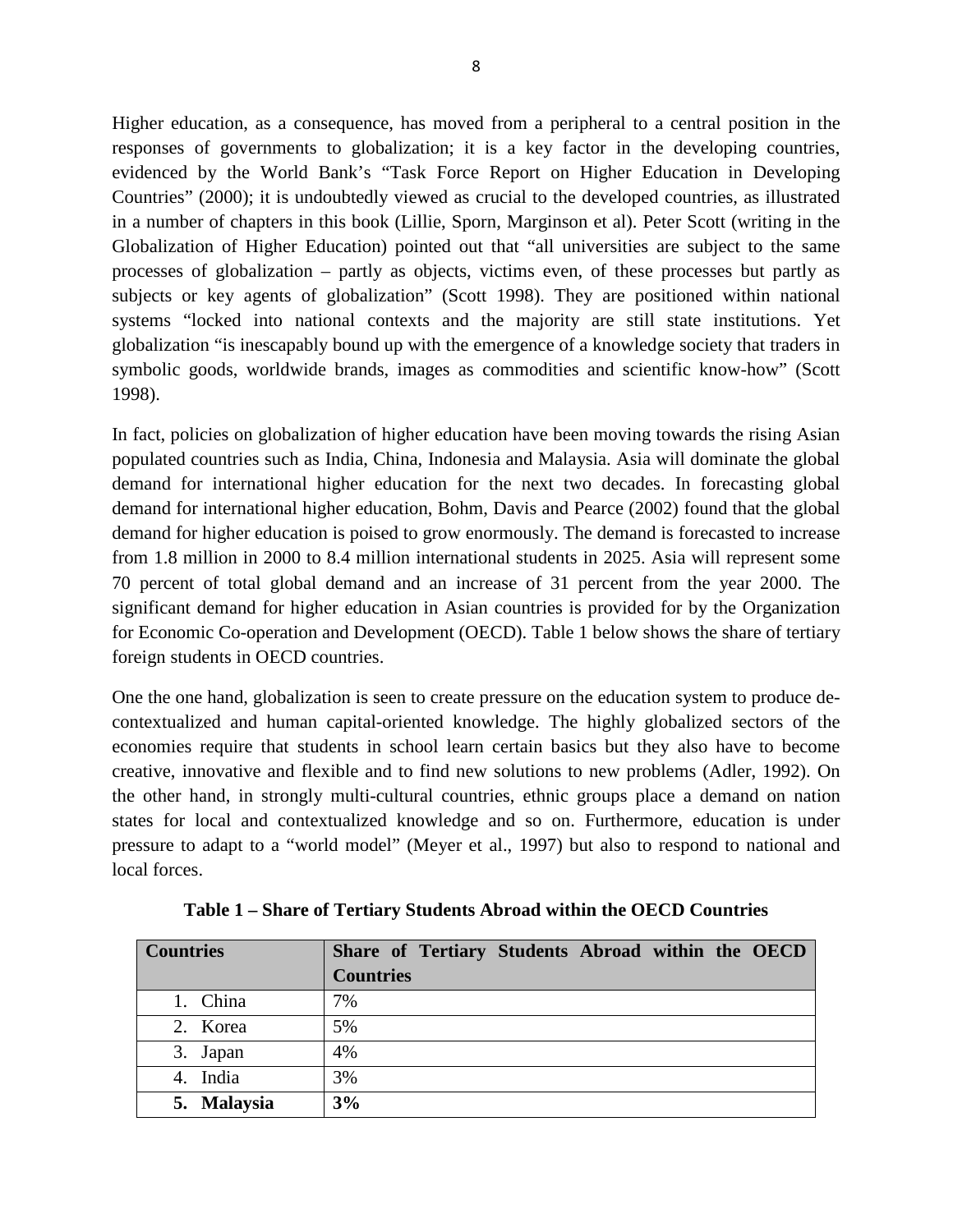Higher education, as a consequence, has moved from a peripheral to a central position in the responses of governments to globalization; it is a key factor in the developing countries, evidenced by the World Bank's "Task Force Report on Higher Education in Developing Countries" (2000); it is undoubtedly viewed as crucial to the developed countries, as illustrated in a number of chapters in this book (Lillie, Sporn, Marginson et al). Peter Scott (writing in the Globalization of Higher Education) pointed out that "all universities are subject to the same processes of globalization – partly as objects, victims even, of these processes but partly as subjects or key agents of globalization" (Scott 1998). They are positioned within national systems "locked into national contexts and the majority are still state institutions. Yet globalization "is inescapably bound up with the emergence of a knowledge society that traders in symbolic goods, worldwide brands, images as commodities and scientific know-how" (Scott 1998).

In fact, policies on globalization of higher education have been moving towards the rising Asian populated countries such as India, China, Indonesia and Malaysia. Asia will dominate the global demand for international higher education for the next two decades. In forecasting global demand for international higher education, Bohm, Davis and Pearce (2002) found that the global demand for higher education is poised to grow enormously. The demand is forecasted to increase from 1.8 million in 2000 to 8.4 million international students in 2025. Asia will represent some 70 percent of total global demand and an increase of 31 percent from the year 2000. The significant demand for higher education in Asian countries is provided for by the Organization for Economic Co-operation and Development (OECD). Table 1 below shows the share of tertiary foreign students in OECD countries.

One the one hand, globalization is seen to create pressure on the education system to produce de-contextualized and human capital-oriented knowledge. The highly globalized sectors of the economies require that students in school learn certain basics but they also have to become creative, innovative and flexible and to find new solutions to new problems (Adler, 1992). On the other hand, in strongly multi-cultural countries, ethnic groups place a demand on nation states for local and contextualized knowledge and so on. Furthermore, education is under pressure to adapt to a "world model" (Meyer et al., 1997) but also to respond to national and local forces.

**Table 1 – Share of Tertiary Students Abroad within the OECD Countries**

| Countries | Share of Tertiary Students Abroad within the OECD Countries |
|---|---|
| 1. China | 7% |
| 2. Korea | 5% |
| 3. Japan | 4% |
| 4. India | 3% |
| **5. Malaysia** | **3%** |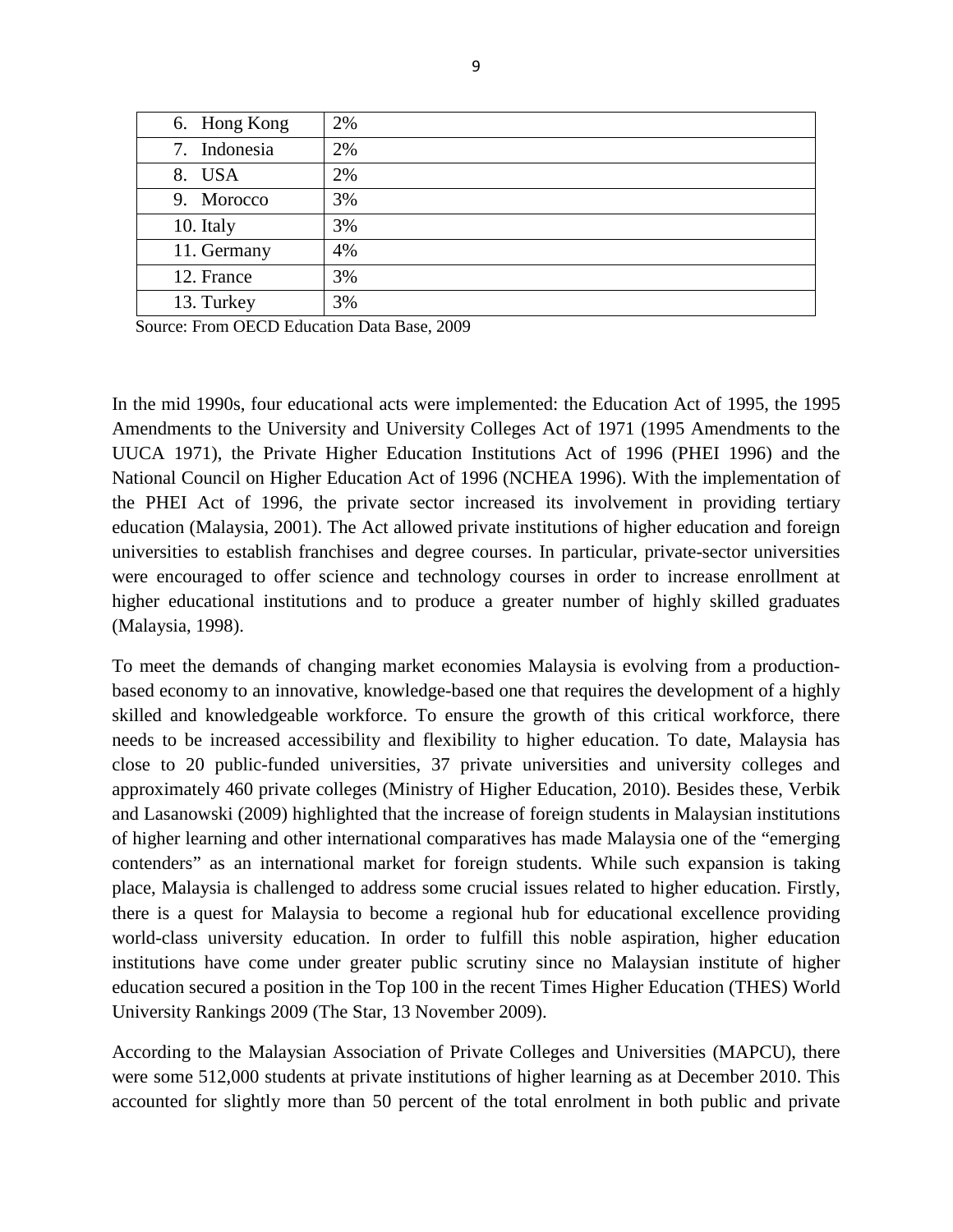| | |
|---|---|
| 6. Hong Kong | 2% |
| 7. Indonesia | 2% |
| 8. USA | 2% |
| 9. Morocco | 3% |
| 10. Italy | 3% |
| 11. Germany | 4% |
| 12. France | 3% |
| 13. Turkey | 3% |

Source: From OECD Education Data Base, 2009

In the mid 1990s, four educational acts were implemented: the Education Act of 1995, the 1995 Amendments to the University and University Colleges Act of 1971 (1995 Amendments to the UUCA 1971), the Private Higher Education Institutions Act of 1996 (PHEI 1996) and the National Council on Higher Education Act of 1996 (NCHEA 1996). With the implementation of the PHEI Act of 1996, the private sector increased its involvement in providing tertiary education (Malaysia, 2001). The Act allowed private institutions of higher education and foreign universities to establish franchises and degree courses. In particular, private-sector universities were encouraged to offer science and technology courses in order to increase enrollment at higher educational institutions and to produce a greater number of highly skilled graduates (Malaysia, 1998).

To meet the demands of changing market economies Malaysia is evolving from a production-based economy to an innovative, knowledge-based one that requires the development of a highly skilled and knowledgeable workforce. To ensure the growth of this critical workforce, there needs to be increased accessibility and flexibility to higher education. To date, Malaysia has close to 20 public-funded universities, 37 private universities and university colleges and approximately 460 private colleges (Ministry of Higher Education, 2010). Besides these, Verbik and Lasanowski (2009) highlighted that the increase of foreign students in Malaysian institutions of higher learning and other international comparatives has made Malaysia one of the "emerging contenders" as an international market for foreign students. While such expansion is taking place, Malaysia is challenged to address some crucial issues related to higher education. Firstly, there is a quest for Malaysia to become a regional hub for educational excellence providing world-class university education. In order to fulfill this noble aspiration, higher education institutions have come under greater public scrutiny since no Malaysian institute of higher education secured a position in the Top 100 in the recent Times Higher Education (THES) World University Rankings 2009 (The Star, 13 November 2009).

According to the Malaysian Association of Private Colleges and Universities (MAPCU), there were some 512,000 students at private institutions of higher learning as at December 2010. This accounted for slightly more than 50 percent of the total enrolment in both public and private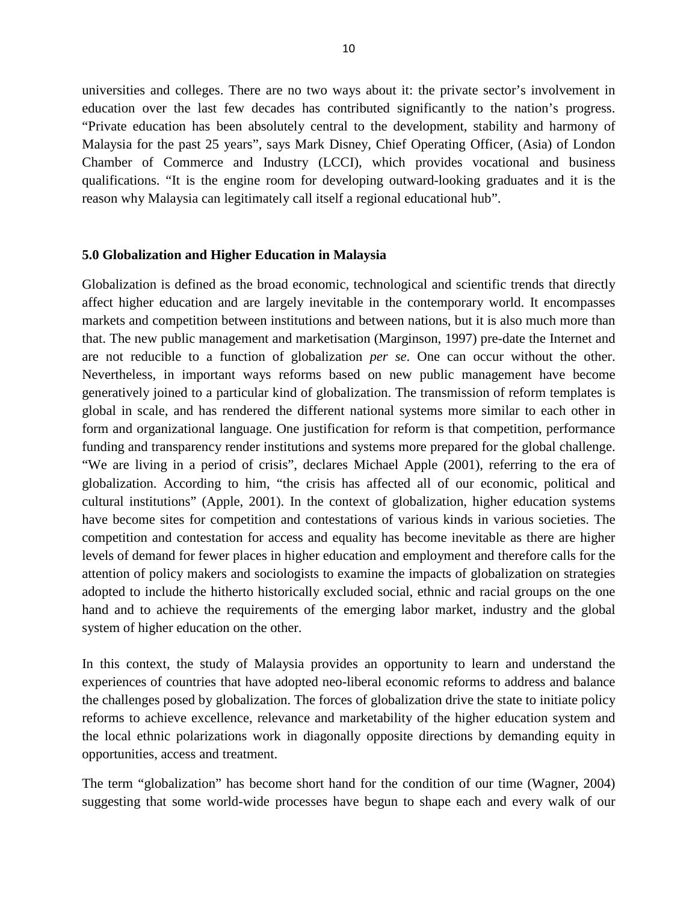universities and colleges. There are no two ways about it: the private sector's involvement in education over the last few decades has contributed significantly to the nation's progress. "Private education has been absolutely central to the development, stability and harmony of Malaysia for the past 25 years", says Mark Disney, Chief Operating Officer, (Asia) of London Chamber of Commerce and Industry (LCCI), which provides vocational and business qualifications. "It is the engine room for developing outward-looking graduates and it is the reason why Malaysia can legitimately call itself a regional educational hub".

## 5.0 Globalization and Higher Education in Malaysia

Globalization is defined as the broad economic, technological and scientific trends that directly affect higher education and are largely inevitable in the contemporary world. It encompasses markets and competition between institutions and between nations, but it is also much more than that. The new public management and marketisation (Marginson, 1997) pre-date the Internet and are not reducible to a function of globalization *per se*. One can occur without the other. Nevertheless, in important ways reforms based on new public management have become generatively joined to a particular kind of globalization. The transmission of reform templates is global in scale, and has rendered the different national systems more similar to each other in form and organizational language. One justification for reform is that competition, performance funding and transparency render institutions and systems more prepared for the global challenge. "We are living in a period of crisis", declares Michael Apple (2001), referring to the era of globalization. According to him, "the crisis has affected all of our economic, political and cultural institutions" (Apple, 2001). In the context of globalization, higher education systems have become sites for competition and contestations of various kinds in various societies. The competition and contestation for access and equality has become inevitable as there are higher levels of demand for fewer places in higher education and employment and therefore calls for the attention of policy makers and sociologists to examine the impacts of globalization on strategies adopted to include the hitherto historically excluded social, ethnic and racial groups on the one hand and to achieve the requirements of the emerging labor market, industry and the global system of higher education on the other.

In this context, the study of Malaysia provides an opportunity to learn and understand the experiences of countries that have adopted neo-liberal economic reforms to address and balance the challenges posed by globalization. The forces of globalization drive the state to initiate policy reforms to achieve excellence, relevance and marketability of the higher education system and the local ethnic polarizations work in diagonally opposite directions by demanding equity in opportunities, access and treatment.

The term "globalization" has become short hand for the condition of our time (Wagner, 2004) suggesting that some world-wide processes have begun to shape each and every walk of our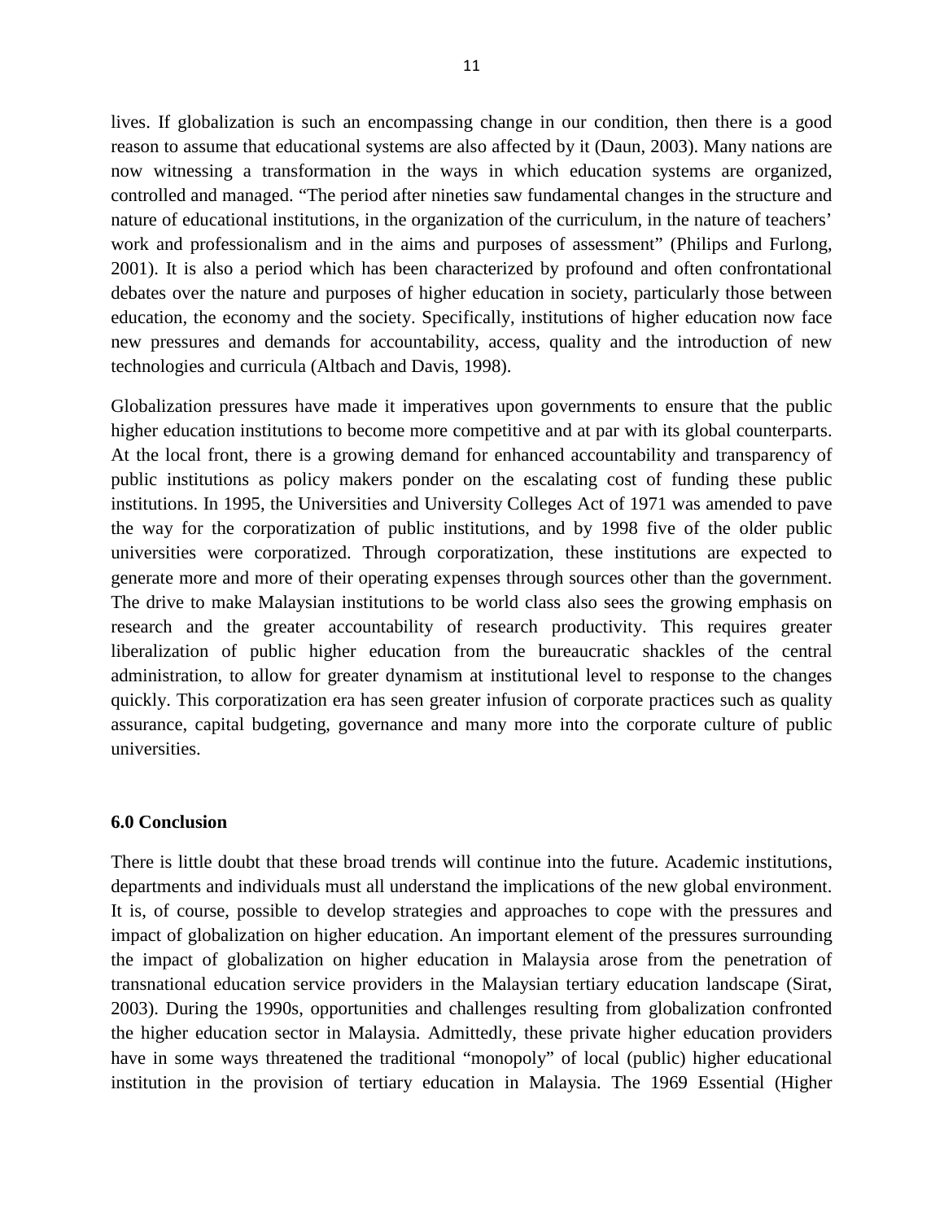lives. If globalization is such an encompassing change in our condition, then there is a good reason to assume that educational systems are also affected by it (Daun, 2003). Many nations are now witnessing a transformation in the ways in which education systems are organized, controlled and managed. "The period after nineties saw fundamental changes in the structure and nature of educational institutions, in the organization of the curriculum, in the nature of teachers' work and professionalism and in the aims and purposes of assessment" (Philips and Furlong, 2001). It is also a period which has been characterized by profound and often confrontational debates over the nature and purposes of higher education in society, particularly those between education, the economy and the society. Specifically, institutions of higher education now face new pressures and demands for accountability, access, quality and the introduction of new technologies and curricula (Altbach and Davis, 1998).

Globalization pressures have made it imperatives upon governments to ensure that the public higher education institutions to become more competitive and at par with its global counterparts. At the local front, there is a growing demand for enhanced accountability and transparency of public institutions as policy makers ponder on the escalating cost of funding these public institutions. In 1995, the Universities and University Colleges Act of 1971 was amended to pave the way for the corporatization of public institutions, and by 1998 five of the older public universities were corporatized. Through corporatization, these institutions are expected to generate more and more of their operating expenses through sources other than the government. The drive to make Malaysian institutions to be world class also sees the growing emphasis on research and the greater accountability of research productivity. This requires greater liberalization of public higher education from the bureaucratic shackles of the central administration, to allow for greater dynamism at institutional level to response to the changes quickly. This corporatization era has seen greater infusion of corporate practices such as quality assurance, capital budgeting, governance and many more into the corporate culture of public universities.

**6.0 Conclusion**

There is little doubt that these broad trends will continue into the future. Academic institutions, departments and individuals must all understand the implications of the new global environment. It is, of course, possible to develop strategies and approaches to cope with the pressures and impact of globalization on higher education. An important element of the pressures surrounding the impact of globalization on higher education in Malaysia arose from the penetration of transnational education service providers in the Malaysian tertiary education landscape (Sirat, 2003). During the 1990s, opportunities and challenges resulting from globalization confronted the higher education sector in Malaysia. Admittedly, these private higher education providers have in some ways threatened the traditional "monopoly" of local (public) higher educational institution in the provision of tertiary education in Malaysia. The 1969 Essential (Higher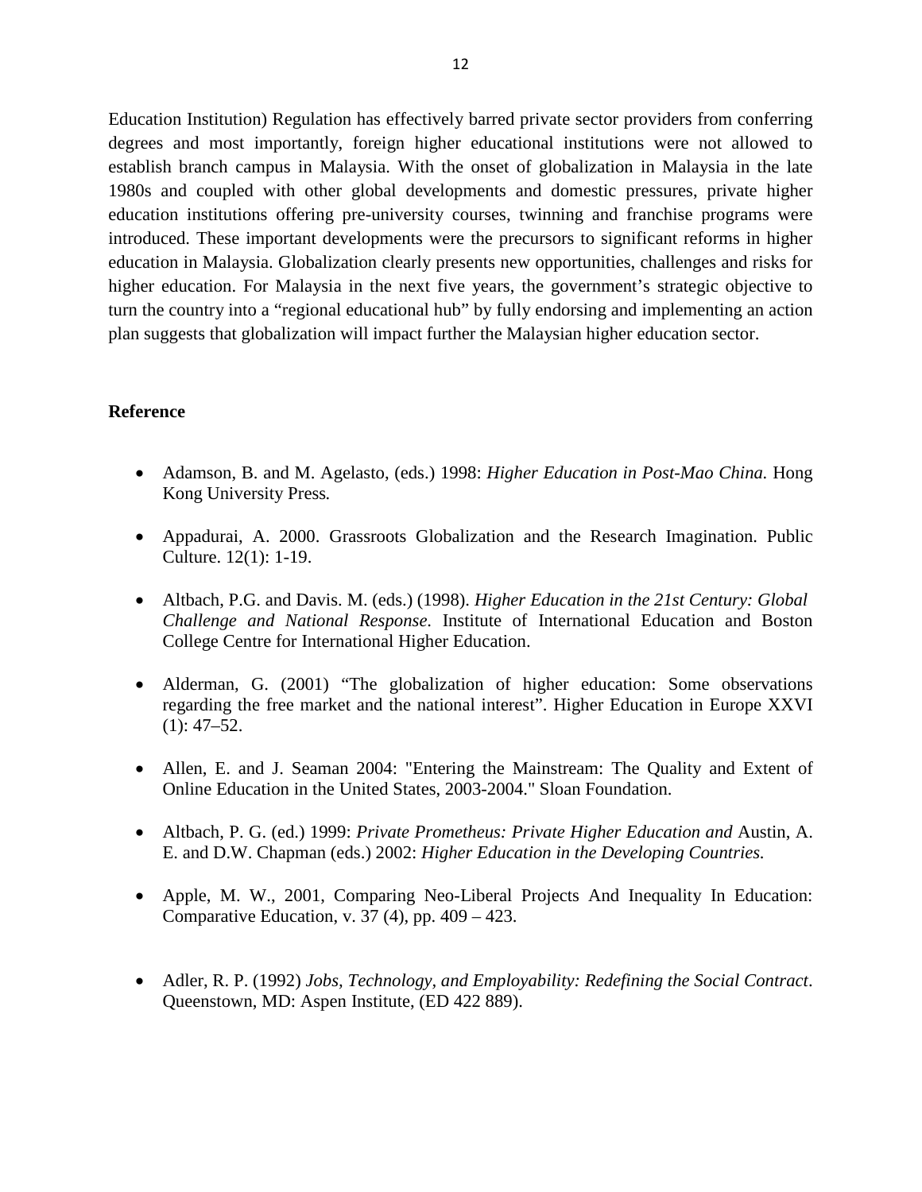Education Institution) Regulation has effectively barred private sector providers from conferring degrees and most importantly, foreign higher educational institutions were not allowed to establish branch campus in Malaysia. With the onset of globalization in Malaysia in the late 1980s and coupled with other global developments and domestic pressures, private higher education institutions offering pre-university courses, twinning and franchise programs were introduced. These important developments were the precursors to significant reforms in higher education in Malaysia. Globalization clearly presents new opportunities, challenges and risks for higher education. For Malaysia in the next five years, the government's strategic objective to turn the country into a "regional educational hub" by fully endorsing and implementing an action plan suggests that globalization will impact further the Malaysian higher education sector.

**Reference**

- Adamson, B. and M. Agelasto, (eds.) 1998: *Higher Education in Post-Mao China.* Hong Kong University Press.
- Appadurai, A. 2000. Grassroots Globalization and the Research Imagination. Public Culture. 12(1): 1-19.
- Altbach, P.G. and Davis. M. (eds.) (1998). *Higher Education in the 21st Century: Global Challenge and National Response.* Institute of International Education and Boston College Centre for International Higher Education.
- Alderman, G. (2001) "The globalization of higher education: Some observations regarding the free market and the national interest". Higher Education in Europe XXVI (1): 47–52.
- Allen, E. and J. Seaman 2004: "Entering the Mainstream: The Quality and Extent of Online Education in the United States, 2003-2004." Sloan Foundation.
- Altbach, P. G. (ed.) 1999: *Private Prometheus: Private Higher Education and* Austin, A. E. and D.W. Chapman (eds.) 2002: *Higher Education in the Developing Countries.*
- Apple, M. W., 2001, Comparing Neo-Liberal Projects And Inequality In Education: Comparative Education, v. 37 (4), pp. 409 – 423.
- Adler, R. P. (1992) *Jobs, Technology, and Employability: Redefining the Social Contract*. Queenstown, MD: Aspen Institute, (ED 422 889).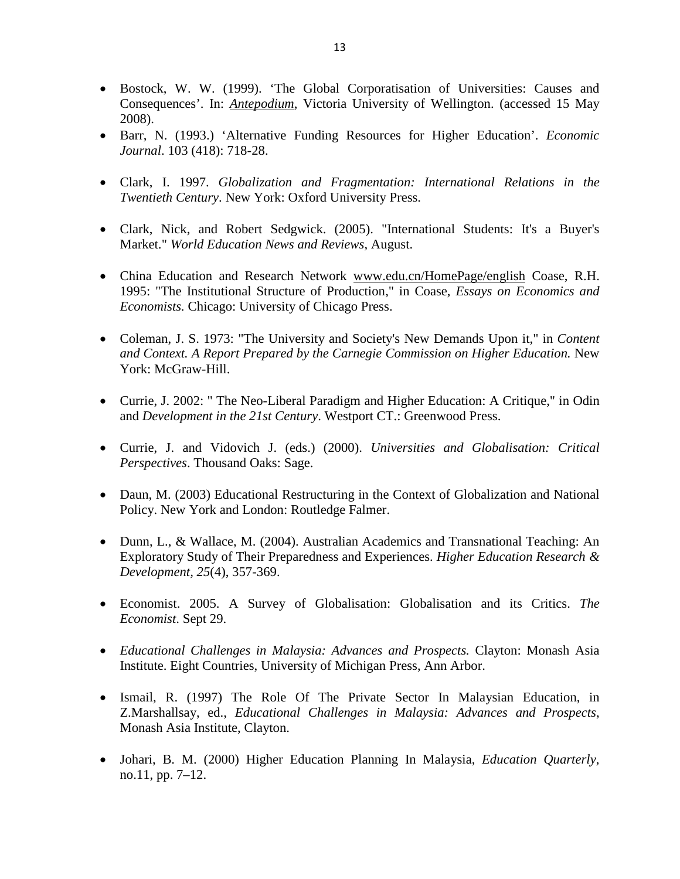- Bostock, W. W. (1999). 'The Global Corporatisation of Universities: Causes and Consequences'. In: ***Antepodium***, Victoria University of Wellington. (accessed 15 May 2008).
- Barr, N. (1993.) 'Alternative Funding Resources for Higher Education'. *Economic Journal*. 103 (418): 718-28.
- Clark, I. 1997. *Globalization and Fragmentation: International Relations in the Twentieth Century*. New York: Oxford University Press.
- Clark, Nick, and Robert Sedgwick. (2005). "International Students: It's a Buyer's Market." *World Education News and Reviews*, August.
- China Education and Research Network www.edu.cn/HomePage/english Coase, R.H. 1995: "The Institutional Structure of Production," in Coase, *Essays on Economics and Economists.* Chicago: University of Chicago Press.
- Coleman, J. S. 1973: "The University and Society's New Demands Upon it," in *Content and Context. A Report Prepared by the Carnegie Commission on Higher Education.* New York: McGraw-Hill.
- Currie, J. 2002: " The Neo-Liberal Paradigm and Higher Education: A Critique," in Odin and *Development in the 21st Century*. Westport CT.: Greenwood Press.
- Currie, J. and Vidovich J. (eds.) (2000). *Universities and Globalisation: Critical Perspectives*. Thousand Oaks: Sage.
- Daun, M. (2003) Educational Restructuring in the Context of Globalization and National Policy. New York and London: Routledge Falmer.
- Dunn, L., & Wallace, M. (2004). Australian Academics and Transnational Teaching: An Exploratory Study of Their Preparedness and Experiences. *Higher Education Research & Development, 25*(4), 357-369.
- Economist. 2005. A Survey of Globalisation: Globalisation and its Critics. *The Economist*. Sept 29.
- *Educational Challenges in Malaysia: Advances and Prospects.* Clayton: Monash Asia Institute. Eight Countries, University of Michigan Press, Ann Arbor.
- Ismail, R. (1997) The Role Of The Private Sector In Malaysian Education, in Z.Marshallsay, ed., *Educational Challenges in Malaysia: Advances and Prospects*, Monash Asia Institute, Clayton.
- Johari, B. M. (2000) Higher Education Planning In Malaysia, *Education Quarterly*, no.11, pp. 7–12.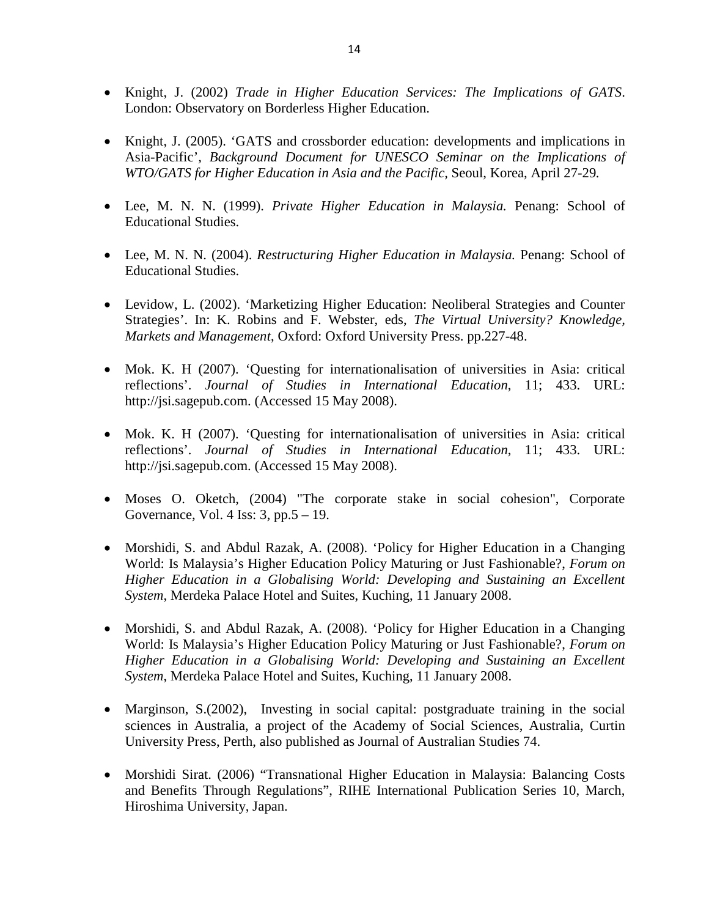- Knight, J. (2002) *Trade in Higher Education Services: The Implications of GATS*. London: Observatory on Borderless Higher Education.

- Knight, J. (2005). 'GATS and crossborder education: developments and implications in Asia-Pacific', *Background Document for UNESCO Seminar on the Implications of WTO/GATS for Higher Education in Asia and the Pacific*, Seoul, Korea, April 27-29*.*

- Lee, M. N. N. (1999). *Private Higher Education in Malaysia.* Penang: School of Educational Studies.

- Lee, M. N. N. (2004). *Restructuring Higher Education in Malaysia.* Penang: School of Educational Studies.

- Levidow, L. (2002). 'Marketizing Higher Education: Neoliberal Strategies and Counter Strategies'. In: K. Robins and F. Webster, eds, *The Virtual University? Knowledge, Markets and Management*, Oxford: Oxford University Press. pp.227-48.

- Mok. K. H (2007). 'Questing for internationalisation of universities in Asia: critical reflections'. *Journal of Studies in International Education*, 11; 433. URL: http://jsi.sagepub.com. (Accessed 15 May 2008).

- Mok. K. H (2007). 'Questing for internationalisation of universities in Asia: critical reflections'. *Journal of Studies in International Education*, 11; 433. URL: http://jsi.sagepub.com. (Accessed 15 May 2008).

- Moses O. Oketch, (2004) "The corporate stake in social cohesion", Corporate Governance, Vol. 4 Iss: 3, pp.5 – 19.

- Morshidi, S. and Abdul Razak, A. (2008). 'Policy for Higher Education in a Changing World: Is Malaysia's Higher Education Policy Maturing or Just Fashionable?, *Forum on Higher Education in a Globalising World: Developing and Sustaining an Excellent System*, Merdeka Palace Hotel and Suites, Kuching, 11 January 2008.

- Morshidi, S. and Abdul Razak, A. (2008). 'Policy for Higher Education in a Changing World: Is Malaysia's Higher Education Policy Maturing or Just Fashionable?, *Forum on Higher Education in a Globalising World: Developing and Sustaining an Excellent System*, Merdeka Palace Hotel and Suites, Kuching, 11 January 2008.

- Marginson, S.(2002), Investing in social capital: postgraduate training in the social sciences in Australia, a project of the Academy of Social Sciences, Australia, Curtin University Press, Perth, also published as Journal of Australian Studies 74.

- Morshidi Sirat. (2006) "Transnational Higher Education in Malaysia: Balancing Costs and Benefits Through Regulations", RIHE International Publication Series 10, March, Hiroshima University, Japan.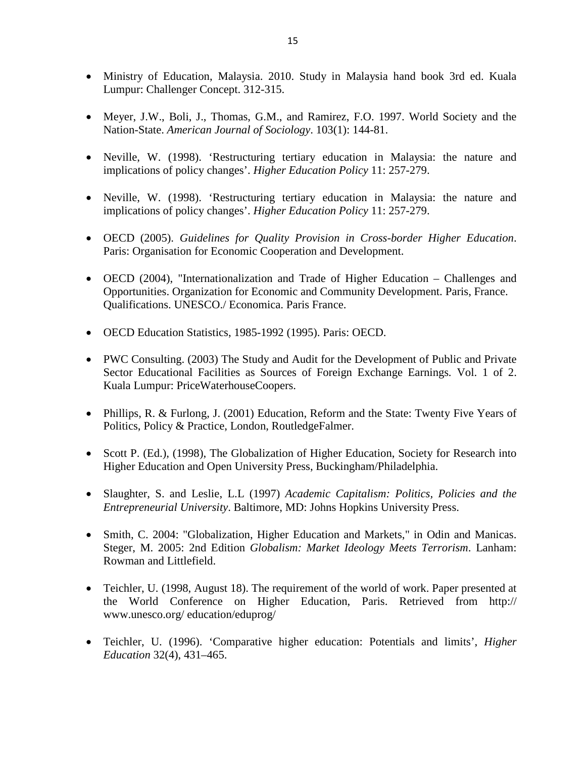- Ministry of Education, Malaysia. 2010. Study in Malaysia hand book 3rd ed. Kuala Lumpur: Challenger Concept. 312-315.

- Meyer, J.W., Boli, J., Thomas, G.M., and Ramirez, F.O. 1997. World Society and the Nation-State. *American Journal of Sociology*. 103(1): 144-81.

- Neville, W. (1998). 'Restructuring tertiary education in Malaysia: the nature and implications of policy changes'. *Higher Education Policy* 11: 257-279.

- Neville, W. (1998). 'Restructuring tertiary education in Malaysia: the nature and implications of policy changes'. *Higher Education Policy* 11: 257-279.

- OECD (2005). *Guidelines for Quality Provision in Cross-border Higher Education*. Paris: Organisation for Economic Cooperation and Development.

- OECD (2004), "Internationalization and Trade of Higher Education – Challenges and Opportunities. Organization for Economic and Community Development. Paris, France. Qualifications. UNESCO./ Economica. Paris France.

- OECD Education Statistics, 1985-1992 (1995). Paris: OECD.

- PWC Consulting. (2003) The Study and Audit for the Development of Public and Private Sector Educational Facilities as Sources of Foreign Exchange Earnings. Vol. 1 of 2. Kuala Lumpur: PriceWaterhouseCoopers.

- Phillips, R. & Furlong, J. (2001) Education, Reform and the State: Twenty Five Years of Politics, Policy & Practice, London, RoutledgeFalmer.

- Scott P. (Ed.), (1998), The Globalization of Higher Education, Society for Research into Higher Education and Open University Press, Buckingham/Philadelphia.

- Slaughter, S. and Leslie, L.L (1997) *Academic Capitalism: Politics, Policies and the Entrepreneurial University*. Baltimore, MD: Johns Hopkins University Press.

- Smith, C. 2004: "Globalization, Higher Education and Markets," in Odin and Manicas. Steger, M. 2005: 2nd Edition *Globalism: Market Ideology Meets Terrorism*. Lanham: Rowman and Littlefield.

- Teichler, U. (1998, August 18). The requirement of the world of work. Paper presented at the World Conference on Higher Education, Paris. Retrieved from http:// www.unesco.org/ education/eduprog/

- Teichler, U. (1996). 'Comparative higher education: Potentials and limits', *Higher Education* 32(4), 431–465.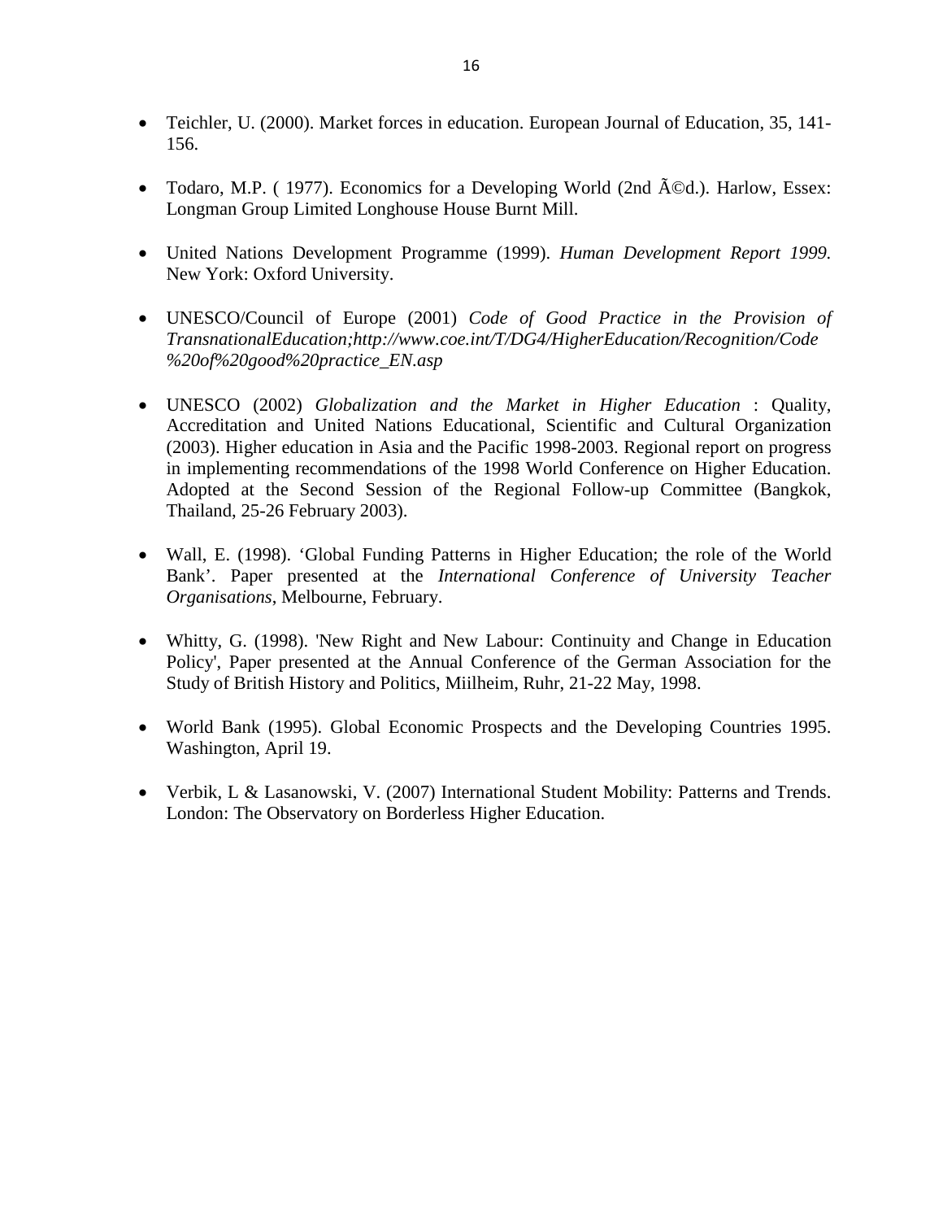- Teichler, U. (2000). Market forces in education. European Journal of Education, 35, 141-156.

- Todaro, M.P. ( 1977). Economics for a Developing World (2nd Ã©d.). Harlow, Essex: Longman Group Limited Longhouse House Burnt Mill.

- United Nations Development Programme (1999). *Human Development Report 1999.* New York: Oxford University.

- UNESCO/Council of Europe (2001) *Code of Good Practice in the Provision of TransnationalEducation;http://www.coe.int/T/DG4/HigherEducation/Recognition/Code %20of%20good%20practice_EN.asp*

- UNESCO (2002) *Globalization and the Market in Higher Education* : Quality, Accreditation and United Nations Educational, Scientific and Cultural Organization (2003). Higher education in Asia and the Pacific 1998-2003. Regional report on progress in implementing recommendations of the 1998 World Conference on Higher Education. Adopted at the Second Session of the Regional Follow-up Committee (Bangkok, Thailand, 25-26 February 2003).

- Wall, E. (1998). 'Global Funding Patterns in Higher Education; the role of the World Bank'. Paper presented at the *International Conference of University Teacher Organisations*, Melbourne, February.

- Whitty, G. (1998). 'New Right and New Labour: Continuity and Change in Education Policy', Paper presented at the Annual Conference of the German Association for the Study of British History and Politics, Miilheim, Ruhr, 21-22 May, 1998.

- World Bank (1995). Global Economic Prospects and the Developing Countries 1995. Washington, April 19.

- Verbik, L & Lasanowski, V. (2007) International Student Mobility: Patterns and Trends. London: The Observatory on Borderless Higher Education.